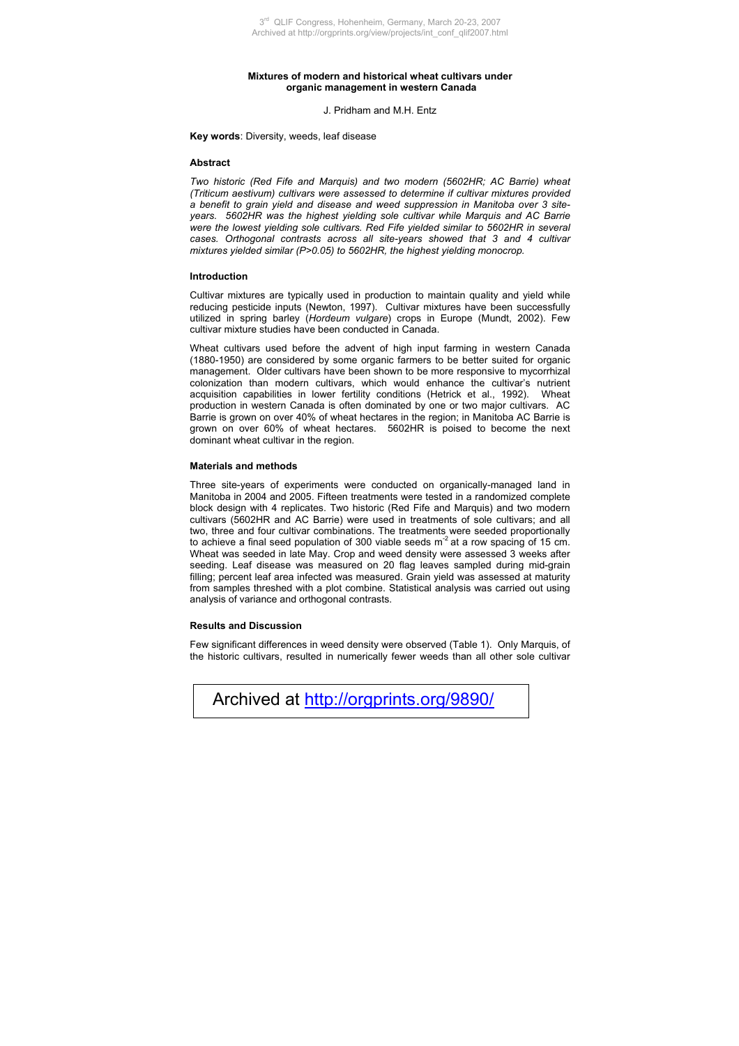# Mixtures of modern and historical wheat cultivars under organic management in western Canada

J. Pridham and M.H. Entz

**Key words**: Diversity, weeds, leaf disease

## Abstract

*Two historic (Red Fife and Marquis) and two modern (5602HR; AC Barrie) wheat (Triticum aestivum) cultivars were assessed to determine if cultivar mixtures provided a benefit to grain yield and disease and weed suppression in Manitoba over 3 site-years. 5602HR was the highest yielding sole cultivar while Marquis and AC Barrie were the lowest yielding sole cultivars. Red Fife yielded similar to 5602HR in several cases. Orthogonal contrasts across all site-years showed that 3 and 4 cultivar mixtures yielded similar (P>0.05) to 5602HR, the highest yielding monocrop.*

## Introduction

Cultivar mixtures are typically used in production to maintain quality and yield while reducing pesticide inputs (Newton, 1997). Cultivar mixtures have been successfully utilized in spring barley (*Hordeum vulgare*) crops in Europe (Mundt, 2002). Few cultivar mixture studies have been conducted in Canada.

Wheat cultivars used before the advent of high input farming in western Canada (1880-1950) are considered by some organic farmers to be better suited for organic management. Older cultivars have been shown to be more responsive to mycorrhizal colonization than modern cultivars, which would enhance the cultivar's nutrient acquisition capabilities in lower fertility conditions (Hetrick et al., 1992). Wheat production in western Canada is often dominated by one or two major cultivars. AC Barrie is grown on over 40% of wheat hectares in the region; in Manitoba AC Barrie is grown on over 60% of wheat hectares. 5602HR is poised to become the next dominant wheat cultivar in the region.

## Materials and methods

Three site-years of experiments were conducted on organically-managed land in Manitoba in 2004 and 2005. Fifteen treatments were tested in a randomized complete block design with 4 replicates. Two historic (Red Fife and Marquis) and two modern cultivars (5602HR and AC Barrie) were used in treatments of sole cultivars; and all two, three and four cultivar combinations. The treatments were seeded proportionally to achieve a final seed population of 300 viable seeds $m^{-2}$ at a row spacing of 15 cm. Wheat was seeded in late May. Crop and weed density were assessed 3 weeks after seeding. Leaf disease was measured on 20 flag leaves sampled during mid-grain filling; percent leaf area infected was measured. Grain yield was assessed at maturity from samples threshed with a plot combine. Statistical analysis was carried out using analysis of variance and orthogonal contrasts.

## Results and Discussion

Few significant differences in weed density were observed (Table 1). Only Marquis, of the historic cultivars, resulted in numerically fewer weeds than all other sole cultivar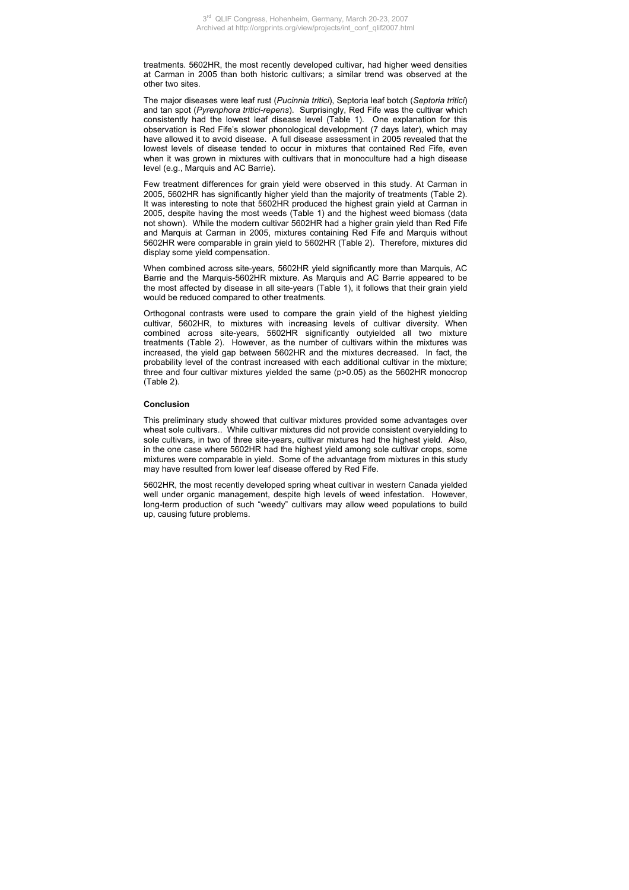treatments. 5602HR, the most recently developed cultivar, had higher weed densities at Carman in 2005 than both historic cultivars; a similar trend was observed at the other two sites.

The major diseases were leaf rust (*Pucinnia tritici*), Septoria leaf botch (*Septoria tritici*) and tan spot (*Pyrenphora tritici-repens*). Surprisingly, Red Fife was the cultivar which consistently had the lowest leaf disease level (Table 1). One explanation for this observation is Red Fife's slower phonological development (7 days later), which may have allowed it to avoid disease. A full disease assessment in 2005 revealed that the lowest levels of disease tended to occur in mixtures that contained Red Fife, even when it was grown in mixtures with cultivars that in monoculture had a high disease level (e.g., Marquis and AC Barrie).

Few treatment differences for grain yield were observed in this study. At Carman in 2005, 5602HR has significantly higher yield than the majority of treatments (Table 2). It was interesting to note that 5602HR produced the highest grain yield at Carman in 2005, despite having the most weeds (Table 1) and the highest weed biomass (data not shown). While the modern cultivar 5602HR had a higher grain yield than Red Fife and Marquis at Carman in 2005, mixtures containing Red Fife and Marquis without 5602HR were comparable in grain yield to 5602HR (Table 2). Therefore, mixtures did display some yield compensation.

When combined across site-years, 5602HR yield significantly more than Marquis, AC Barrie and the Marquis-5602HR mixture. As Marquis and AC Barrie appeared to be the most affected by disease in all site-years (Table 1), it follows that their grain yield would be reduced compared to other treatments.

Orthogonal contrasts were used to compare the grain yield of the highest yielding cultivar, 5602HR, to mixtures with increasing levels of cultivar diversity. When combined across site-years, 5602HR significantly outyielded all two mixture treatments (Table 2). However, as the number of cultivars within the mixtures was increased, the yield gap between 5602HR and the mixtures decreased. In fact, the probability level of the contrast increased with each additional cultivar in the mixture; three and four cultivar mixtures yielded the same ($p>0.05$) as the 5602HR monocrop (Table 2).

#### Conclusion

This preliminary study showed that cultivar mixtures provided some advantages over wheat sole cultivars.. While cultivar mixtures did not provide consistent overyielding to sole cultivars, in two of three site-years, cultivar mixtures had the highest yield. Also, in the one case where 5602HR had the highest yield among sole cultivar crops, some mixtures were comparable in yield. Some of the advantage from mixtures in this study may have resulted from lower leaf disease offered by Red Fife.

5602HR, the most recently developed spring wheat cultivar in western Canada yielded well under organic management, despite high levels of weed infestation. However, long-term production of such "weedy" cultivars may allow weed populations to build up, causing future problems.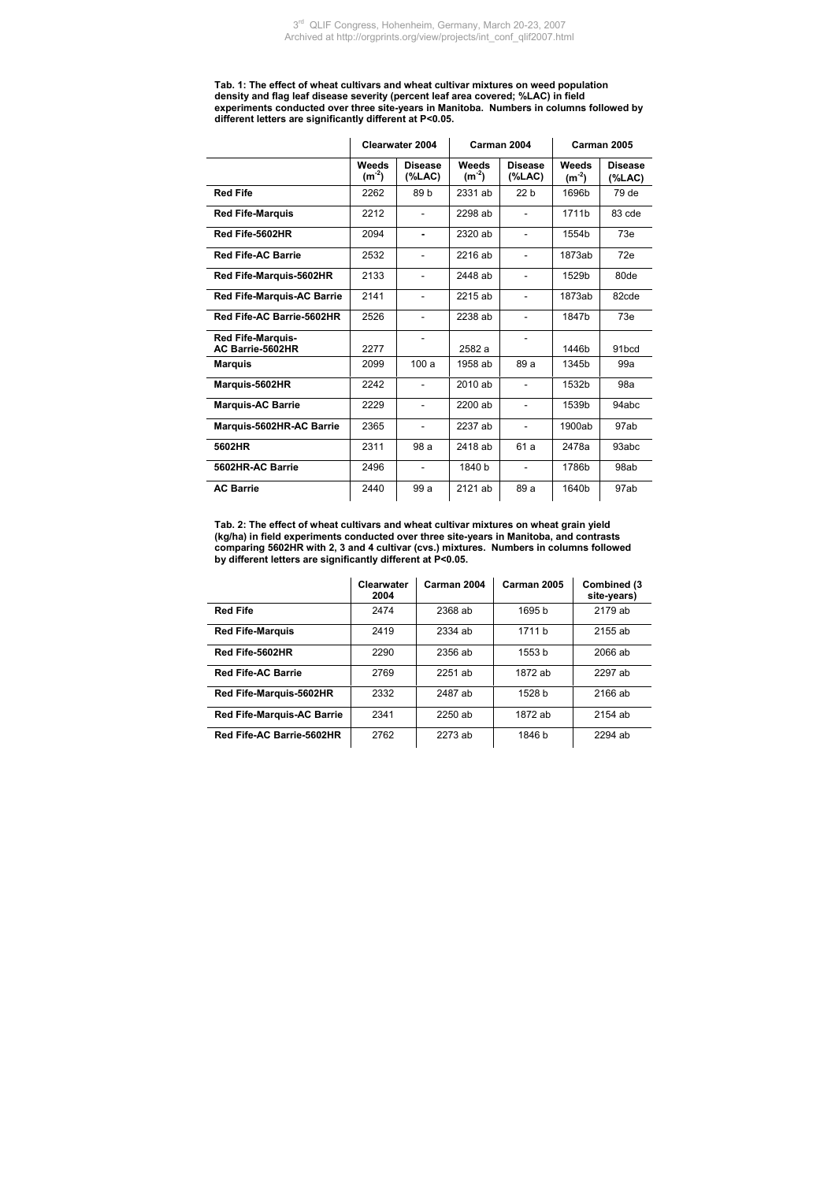**Tab. 1: The effect of wheat cultivars and wheat cultivar mixtures on weed population density and flag leaf disease severity (percent leaf area covered; %LAC) in field experiments conducted over three site-years in Manitoba. Numbers in columns followed by different letters are significantly different at P<0.05.**

| | Clearwater 2004 | | Carman 2004 | | Carman 2005 | |
|---|---|---|---|---|---|---|
| | Weeds ($m^{-2}$) | Disease (%LAC) | Weeds ($m^{-2}$) | Disease (%LAC) | Weeds ($m^{-2}$) | Disease (%LAC) |
| **Red Fife** | 2262 | 89 b | 2331 ab | 22 b | 1696b | 79 de |
| **Red Fife-Marquis** | 2212 | - | 2298 ab | - | 1711b | 83 cde |
| **Red Fife-5602HR** | 2094 | - | 2320 ab | - | 1554b | 73e |
| **Red Fife-AC Barrie** | 2532 | - | 2216 ab | - | 1873ab | 72e |
| **Red Fife-Marquis-5602HR** | 2133 | - | 2448 ab | - | 1529b | 80de |
| **Red Fife-Marquis-AC Barrie** | 2141 | - | 2215 ab | - | 1873ab | 82cde |
| **Red Fife-AC Barrie-5602HR** | 2526 | - | 2238 ab | - | 1847b | 73e |
| **Red Fife-Marquis-AC Barrie-5602HR** | 2277 | - | 2582 a | - | 1446b | 91bcd |
| **Marquis** | 2099 | 100 a | 1958 ab | 89 a | 1345b | 99a |
| **Marquis-5602HR** | 2242 | - | 2010 ab | - | 1532b | 98a |
| **Marquis-AC Barrie** | 2229 | - | 2200 ab | - | 1539b | 94abc |
| **Marquis-5602HR-AC Barrie** | 2365 | - | 2237 ab | - | 1900ab | 97ab |
| **5602HR** | 2311 | 98 a | 2418 ab | 61 a | 2478a | 93abc |
| **5602HR-AC Barrie** | 2496 | - | 1840 b | - | 1786b | 98ab |
| **AC Barrie** | 2440 | 99 a | 2121 ab | 89 a | 1640b | 97ab |

**Tab. 2: The effect of wheat cultivars and wheat cultivar mixtures on wheat grain yield (kg/ha) in field experiments conducted over three site-years in Manitoba, and contrasts comparing 5602HR with 2, 3 and 4 cultivar (cvs.) mixtures. Numbers in columns followed by different letters are significantly different at P<0.05.**

| | Clearwater 2004 | Carman 2004 | Carman 2005 | Combined (3 site-years) |
|---|---|---|---|---|
| **Red Fife** | 2474 | 2368 ab | 1695 b | 2179 ab |
| **Red Fife-Marquis** | 2419 | 2334 ab | 1711 b | 2155 ab |
| **Red Fife-5602HR** | 2290 | 2356 ab | 1553 b | 2066 ab |
| **Red Fife-AC Barrie** | 2769 | 2251 ab | 1872 ab | 2297 ab |
| **Red Fife-Marquis-5602HR** | 2332 | 2487 ab | 1528 b | 2166 ab |
| **Red Fife-Marquis-AC Barrie** | 2341 | 2250 ab | 1872 ab | 2154 ab |
| **Red Fife-AC Barrie-5602HR** | 2762 | 2273 ab | 1846 b | 2294 ab |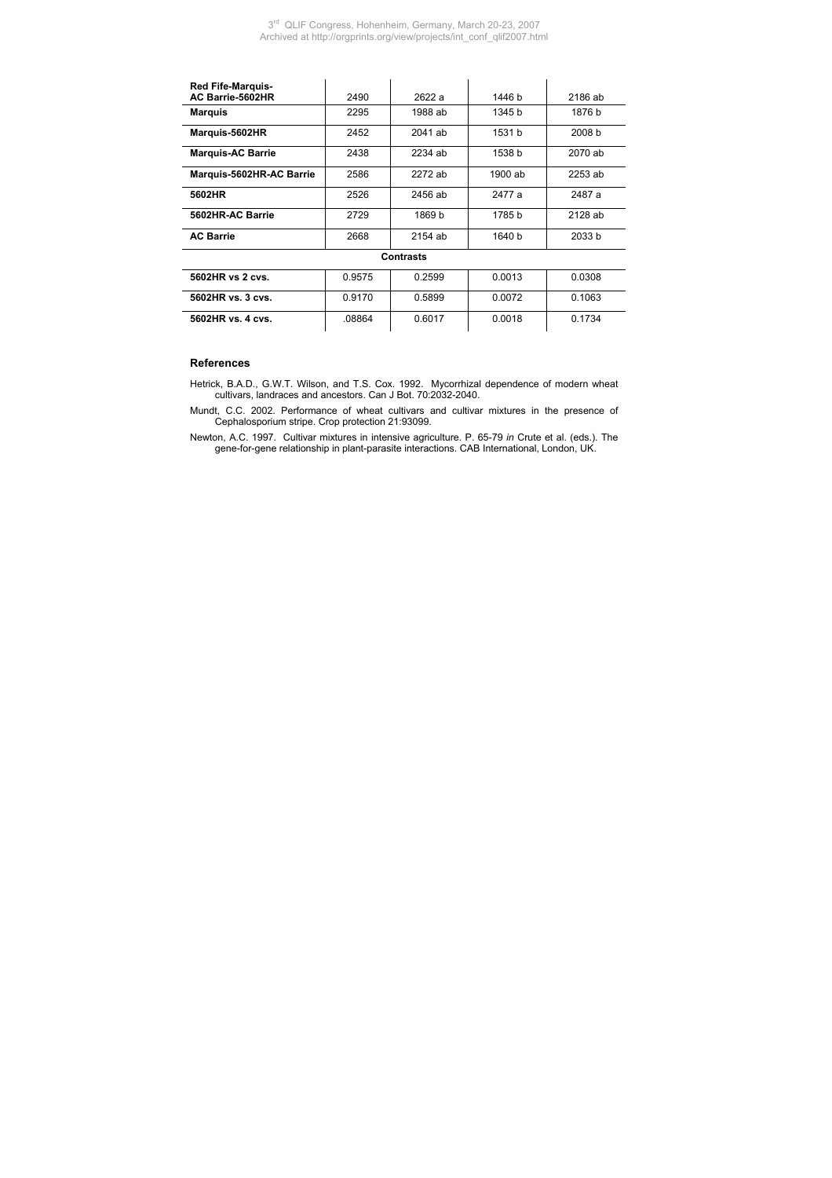| | | | | |
|---|---|---|---|---|
| **Red Fife-Marquis-AC Barrie-5602HR** | 2490 | 2622 a | 1446 b | 2186 ab |
| **Marquis** | 2295 | 1988 ab | 1345 b | 1876 b |
| **Marquis-5602HR** | 2452 | 2041 ab | 1531 b | 2008 b |
| **Marquis-AC Barrie** | 2438 | 2234 ab | 1538 b | 2070 ab |
| **Marquis-5602HR-AC Barrie** | 2586 | 2272 ab | 1900 ab | 2253 ab |
| **5602HR** | 2526 | 2456 ab | 2477 a | 2487 a |
| **5602HR-AC Barrie** | 2729 | 1869 b | 1785 b | 2128 ab |
| **AC Barrie** | 2668 | 2154 ab | 1640 b | 2033 b |
| | | **Contrasts** | | |
| **5602HR vs 2 cvs.** | 0.9575 | 0.2599 | 0.0013 | 0.0308 |
| **5602HR vs. 3 cvs.** | 0.9170 | 0.5899 | 0.0072 | 0.1063 |
| **5602HR vs. 4 cvs.** | .08864 | 0.6017 | 0.0018 | 0.1734 |

## References

Hetrick, B.A.D., G.W.T. Wilson, and T.S. Cox. 1992. Mycorrhizal dependence of modern wheat cultivars, landraces and ancestors. Can J Bot. 70:2032-2040.

Mundt, C.C. 2002. Performance of wheat cultivars and cultivar mixtures in the presence of Cephalosporium stripe. Crop protection 21:93099.

Newton, A.C. 1997. Cultivar mixtures in intensive agriculture. P. 65-79 *in* Crute et al. (eds.). The gene-for-gene relationship in plant-parasite interactions. CAB International, London, UK.